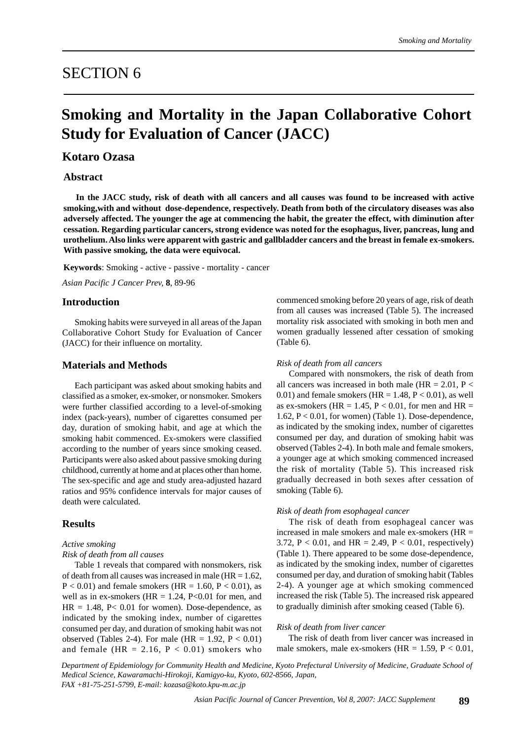SECTION 6

# Smoking and Mortality in the Japan Collaborative Cohort Study for Evaluation of Cancer (JACC)

## Kotaro Ozasa

### Abstract

**In the JACC study, risk of death with all cancers and all causes was found to be increased with active smoking,with and without dose-dependence, respectively. Death from both of the circulatory diseases was also adversely affected. The younger the age at commencing the habit, the greater the effect, with diminution after cessation. Regarding particular cancers, strong evidence was noted for the esophagus, liver, pancreas, lung and urothelium. Also links were apparent with gastric and gallbladder cancers and the breast in female ex-smokers. With passive smoking, the data were equivocal.**

**Keywords**: Smoking - active - passive - mortality - cancer

*Asian Pacific J Cancer Prev,* **8**, 89-96

### Introduction

Smoking habits were surveyed in all areas of the Japan Collaborative Cohort Study for Evaluation of Cancer (JACC) for their influence on mortality.

### Materials and Methods

Each participant was asked about smoking habits and classified as a smoker, ex-smoker, or nonsmoker. Smokers were further classified according to a level-of-smoking index (pack-years), number of cigarettes consumed per day, duration of smoking habit, and age at which the smoking habit commenced. Ex-smokers were classified according to the number of years since smoking ceased. Participants were also asked about passive smoking during childhood, currently at home and at places other than home. The sex-specific and age and study area-adjusted hazard ratios and 95% confidence intervals for major causes of death were calculated.

### Results

*Active smoking*

*Risk of death from all causes*

Table 1 reveals that compared with nonsmokers, risk of death from all causes was increased in male (HR = 1.62, $P < 0.01$) and female smokers (HR = 1.60, $P < 0.01$), as well as in ex-smokers (HR = 1.24, $P<0.01$ for men, and HR = 1.48, $P< 0.01$ for women). Dose-dependence, as indicated by the smoking index, number of cigarettes consumed per day, and duration of smoking habit was not observed (Tables 2-4). For male (HR = 1.92, $P < 0.01$) and female (HR = 2.16, $P < 0.01$) smokers who commenced smoking before 20 years of age, risk of death from all causes was increased (Table 5). The increased mortality risk associated with smoking in both men and women gradually lessened after cessation of smoking (Table 6).

*Risk of death from all cancers*

Compared with nonsmokers, the risk of death from all cancers was increased in both male (HR = 2.01, $P < 0.01$) and female smokers (HR = 1.48, $P < 0.01$), as well as ex-smokers (HR = 1.45, $P < 0.01$, for men and HR = 1.62, $P < 0.01$, for women) (Table 1). Dose-dependence, as indicated by the smoking index, number of cigarettes consumed per day, and duration of smoking habit was observed (Tables 2-4). In both male and female smokers, a younger age at which smoking commenced increased the risk of mortality (Table 5). This increased risk gradually decreased in both sexes after cessation of smoking (Table 6).

*Risk of death from esophageal cancer*

The risk of death from esophageal cancer was increased in male smokers and male ex-smokers (HR = 3.72, $P < 0.01$, and HR = 2.49, $P < 0.01$, respectively) (Table 1). There appeared to be some dose-dependence, as indicated by the smoking index, number of cigarettes consumed per day, and duration of smoking habit (Tables 2-4). A younger age at which smoking commenced increased the risk (Table 5). The increased risk appeared to gradually diminish after smoking ceased (Table 6).

*Risk of death from liver cancer*

The risk of death from liver cancer was increased in male smokers, male ex-smokers (HR = 1.59, $P < 0.01$,

*Department of Epidemiology for Community Health and Medicine, Kyoto Prefectural University of Medicine, Graduate School of Medical Science, Kawaramachi-Hirokoji, Kamigyo-ku, Kyoto, 602-8566, Japan, FAX +81-75-251-5799, E-mail: kozasa@koto.kpu-m.ac.jp*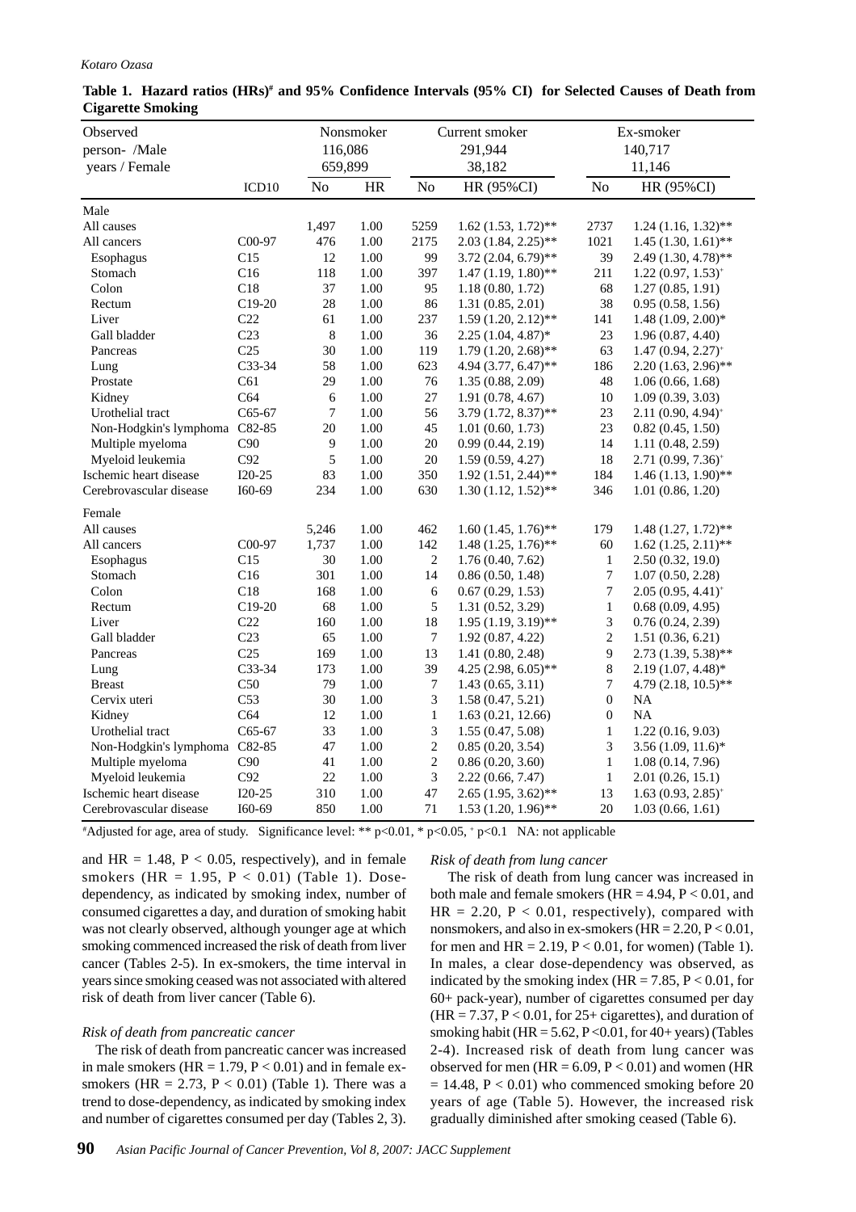**Table 1. Hazard ratios (HRs)[#] and 95% Confidence Intervals (95% CI) for Selected Causes of Death from Cigarette Smoking**

| Observed person- /Male years / Female | | Nonsmoker 116,086 659,899 | | Current smoker 291,944 38,182 | | Ex-smoker 140,717 11,146 | |
|---|---|---|---|---|---|---|---|
| | ICD10 | No | HR | No | HR (95%CI) | No | HR (95%CI) |
| **Male** | | | | | | | |
| All causes | | 1,497 | 1.00 | 5259 | 1.62 (1.53, 1.72)** | 2737 | 1.24 (1.16, 1.32)** |
| All cancers | C00-97 | 476 | 1.00 | 2175 | 2.03 (1.84, 2.25)** | 1021 | 1.45 (1.30, 1.61)** |
| Esophagus | C15 | 12 | 1.00 | 99 | 3.72 (2.04, 6.79)** | 39 | 2.49 (1.30, 4.78)** |
| Stomach | C16 | 118 | 1.00 | 397 | 1.47 (1.19, 1.80)** | 211 | 1.22 (0.97, 1.53)[+] |
| Colon | C18 | 37 | 1.00 | 95 | 1.18 (0.80, 1.72) | 68 | 1.27 (0.85, 1.91) |
| Rectum | C19-20 | 28 | 1.00 | 86 | 1.31 (0.85, 2.01) | 38 | 0.95 (0.58, 1.56) |
| Liver | C22 | 61 | 1.00 | 237 | 1.59 (1.20, 2.12)** | 141 | 1.48 (1.09, 2.00)* |
| Gall bladder | C23 | 8 | 1.00 | 36 | 2.25 (1.04, 4.87)* | 23 | 1.96 (0.87, 4.40) |
| Pancreas | C25 | 30 | 1.00 | 119 | 1.79 (1.20, 2.68)** | 63 | 1.47 (0.94, 2.27)[+] |
| Lung | C33-34 | 58 | 1.00 | 623 | 4.94 (3.77, 6.47)** | 186 | 2.20 (1.63, 2.96)** |
| Prostate | C61 | 29 | 1.00 | 76 | 1.35 (0.88, 2.09) | 48 | 1.06 (0.66, 1.68) |
| Kidney | C64 | 6 | 1.00 | 27 | 1.91 (0.78, 4.67) | 10 | 1.09 (0.39, 3.03) |
| Urothelial tract | C65-67 | 7 | 1.00 | 56 | 3.79 (1.72, 8.37)** | 23 | 2.11 (0.90, 4.94)[+] |
| Non-Hodgkin's lymphoma | C82-85 | 20 | 1.00 | 45 | 1.01 (0.60, 1.73) | 23 | 0.82 (0.45, 1.50) |
| Multiple myeloma | C90 | 9 | 1.00 | 20 | 0.99 (0.44, 2.19) | 14 | 1.11 (0.48, 2.59) |
| Myeloid leukemia | C92 | 5 | 1.00 | 20 | 1.59 (0.59, 4.27) | 18 | 2.71 (0.99, 7.36)[+] |
| Ischemic heart disease | I20-25 | 83 | 1.00 | 350 | 1.92 (1.51, 2.44)** | 184 | 1.46 (1.13, 1.90)** |
| Cerebrovascular disease | I60-69 | 234 | 1.00 | 630 | 1.30 (1.12, 1.52)** | 346 | 1.01 (0.86, 1.20) |
| **Female** | | | | | | | |
| All causes | | 5,246 | 1.00 | 462 | 1.60 (1.45, 1.76)** | 179 | 1.48 (1.27, 1.72)** |
| All cancers | C00-97 | 1,737 | 1.00 | 142 | 1.48 (1.25, 1.76)** | 60 | 1.62 (1.25, 2.11)** |
| Esophagus | C15 | 30 | 1.00 | 2 | 1.76 (0.40, 7.62) | 1 | 2.50 (0.32, 19.0) |
| Stomach | C16 | 301 | 1.00 | 14 | 0.86 (0.50, 1.48) | 7 | 1.07 (0.50, 2.28) |
| Colon | C18 | 168 | 1.00 | 6 | 0.67 (0.29, 1.53) | 7 | 2.05 (0.95, 4.41)[+] |
| Rectum | C19-20 | 68 | 1.00 | 5 | 1.31 (0.52, 3.29) | 1 | 0.68 (0.09, 4.95) |
| Liver | C22 | 160 | 1.00 | 18 | 1.95 (1.19, 3.19)** | 3 | 0.76 (0.24, 2.39) |
| Gall bladder | C23 | 65 | 1.00 | 7 | 1.92 (0.87, 4.22) | 2 | 1.51 (0.36, 6.21) |
| Pancreas | C25 | 169 | 1.00 | 13 | 1.41 (0.80, 2.48) | 9 | 2.73 (1.39, 5.38)** |
| Lung | C33-34 | 173 | 1.00 | 39 | 4.25 (2.98, 6.05)** | 8 | 2.19 (1.07, 4.48)* |
| Breast | C50 | 79 | 1.00 | 7 | 1.43 (0.65, 3.11) | 7 | 4.79 (2.18, 10.5)** |
| Cervix uteri | C53 | 30 | 1.00 | 3 | 1.58 (0.47, 5.21) | 0 | NA |
| Kidney | C64 | 12 | 1.00 | 1 | 1.63 (0.21, 12.66) | 0 | NA |
| Urothelial tract | C65-67 | 33 | 1.00 | 3 | 1.55 (0.47, 5.08) | 1 | 1.22 (0.16, 9.03) |
| Non-Hodgkin's lymphoma | C82-85 | 47 | 1.00 | 2 | 0.85 (0.20, 3.54) | 3 | 3.56 (1.09, 11.6)* |
| Multiple myeloma | C90 | 41 | 1.00 | 2 | 0.86 (0.20, 3.60) | 1 | 1.08 (0.14, 7.96) |
| Myeloid leukemia | C92 | 22 | 1.00 | 3 | 2.22 (0.66, 7.47) | 1 | 2.01 (0.26, 15.1) |
| Ischemic heart disease | I20-25 | 310 | 1.00 | 47 | 2.65 (1.95, 3.62)** | 13 | 1.63 (0.93, 2.85)[+] |
| Cerebrovascular disease | I60-69 | 850 | 1.00 | 71 | 1.53 (1.20, 1.96)** | 20 | 1.03 (0.66, 1.61) |

[#]Adjusted for age, area of study. Significance level: ** p<0.01, * p<0.05, [+] p<0.1 NA: not applicable

and HR = 1.48, P < 0.05, respectively), and in female smokers (HR = 1.95, P < 0.01) (Table 1). Dose-dependency, as indicated by smoking index, number of consumed cigarettes a day, and duration of smoking habit was not clearly observed, although younger age at which smoking commenced increased the risk of death from liver cancer (Tables 2-5). In ex-smokers, the time interval in years since smoking ceased was not associated with altered risk of death from liver cancer (Table 6).

*Risk of death from pancreatic cancer*

The risk of death from pancreatic cancer was increased in male smokers (HR = 1.79, P < 0.01) and in female ex-smokers (HR = 2.73, P < 0.01) (Table 1). There was a trend to dose-dependency, as indicated by smoking index and number of cigarettes consumed per day (Tables 2, 3).

*Risk of death from lung cancer*

The risk of death from lung cancer was increased in both male and female smokers (HR = 4.94, P < 0.01, and HR = 2.20, P < 0.01, respectively), compared with nonsmokers, and also in ex-smokers (HR = 2.20, P < 0.01, for men and HR = 2.19, P < 0.01, for women) (Table 1). In males, a clear dose-dependency was observed, as indicated by the smoking index (HR = 7.85, P < 0.01, for 60+ pack-year), number of cigarettes consumed per day (HR = 7.37, P < 0.01, for 25+ cigarettes), and duration of smoking habit (HR = 5.62, P <0.01, for 40+ years) (Tables 2-4). Increased risk of death from lung cancer was observed for men (HR = 6.09, P < 0.01) and women (HR = 14.48, P < 0.01) who commenced smoking before 20 years of age (Table 5). However, the increased risk gradually diminished after smoking ceased (Table 6).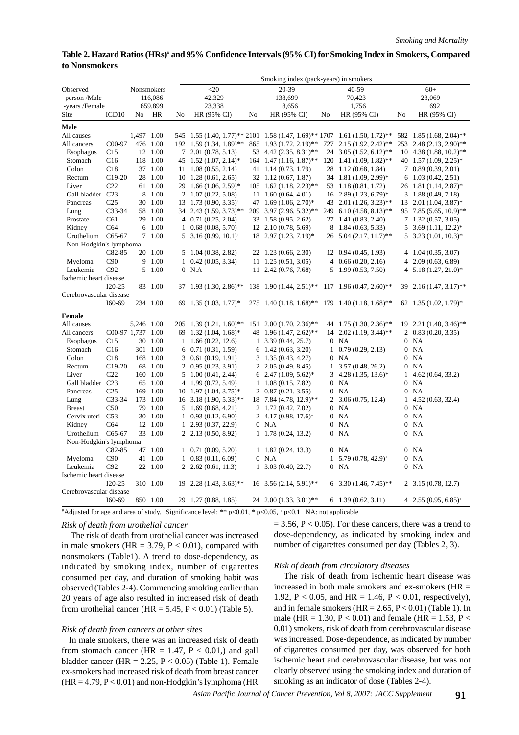**Table 2. Hazard Ratios (HRs)[#] and 95% Confidence Intervals (95% CI) for Smoking Index in Smokers, Compared to Nonsmokers**

| Observed person /Male -years /Female | | Nonsmokers 116,086 659,899 | | Smoking index (pack-years) in smokers <20 42,329 23,338 | | 20-39 138,699 8,656 | | 40-59 70,423 1,756 | | 60+ 23,069 692 | |
|---|---|---|---|---|---|---|---|---|---|---|---|
| Site | ICD10 | No | HR | No | HR (95% CI) | No | HR (95% CI) | No | HR (95% CI) | No | HR (95% CI) |
| **Male** | | | | | | | | | | | |
| All causes | | 1,497 | 1.00 | 545 | 1.55 (1.40, 1.77)** | 2101 | 1.58 (1.47, 1.69)** | 1707 | 1.61 (1.50, 1.72)** | 582 | 1.85 (1.68, 2.04)** |
| All cancers | C00-97 | 476 | 1.00 | 192 | 1.59 (1.34, 1.89)** | 865 | 1.93 (1.72, 2.19)** | 727 | 2.15 (1.92, 2.42)** | 253 | 2.48 (2.13, 2.90)** |
| Esophagus | C15 | 12 | 1.00 | 7 | 2.01 (0.78, 5.13) | 53 | 4.42 (2.35, 8.31)** | 24 | 3.05 (1.52, 6.12)** | 10 | 4.38 (1.88, 10.2)** |
| Stomach | C16 | 118 | 1.00 | 45 | 1.52 (1.07, 2.14)* | 164 | 1.47 (1.16, 1.87)** | 120 | 1.41 (1.09, 1.82)** | 40 | 1.57 (1.09, 2.25)* |
| Colon | C18 | 37 | 1.00 | 11 | 1.08 (0.55, 2.14) | 41 | 1.14 (0.73, 1.79) | 28 | 1.12 (0.68, 1.84) | 7 | 0.89 (0.39, 2.01) |
| Rectum | C19-20 | 28 | 1.00 | 10 | 1.28 (0.61, 2.65) | 32 | 1.12 (0.67, 1.87) | 34 | 1.81 (1.09, 2.99)* | 6 | 1.03 (0.42, 2.51) |
| Liver | C22 | 61 | 1.00 | 29 | 1.66 (1.06, 2.59)* | 105 | 1.62 (1.18, 2.23)** | 53 | 1.18 (0.81, 1.72) | 26 | 1.81 (1.14, 2.87)* |
| Gall bladder | C23 | 8 | 1.00 | 2 | 1.07 (0.22, 5.08) | 11 | 1.60 (0.64, 4.01) | 16 | 2.89 (1.23, 6.79)* | 3 | 1.88 (0.49, 7.18) |
| Pancreas | C25 | 30 | 1.00 | 13 | 1.73 (0.90, 3.35)[+] | 47 | 1.69 (1.06, 2.70)* | 43 | 2.01 (1.26, 3.23)** | 13 | 2.01 (1.04, 3.87)* |
| Lung | C33-34 | 58 | 1.00 | 34 | 2.43 (1.59, 3.73)** | 209 | 3.97 (2.96, 5.32)** | 249 | 6.10 (4.58, 8.13)** | 95 | 7.85 (5.65, 10.9)** |
| Prostate | C61 | 29 | 1.00 | 4 | 0.71 (0.25, 2.04) | 33 | 1.58 (0.95, 2.62)[+] | 27 | 1.41 (0.83, 2.40) | 7 | 1.32 (0.57, 3.05) |
| Kidney | C64 | 6 | 1.00 | 1 | 0.68 (0.08, 5.70) | 12 | 2.10 (0.78, 5.69) | 8 | 1.84 (0.63, 5.33) | 5 | 3.69 (1.11, 12.2)* |
| Urothelium | C65-67 | 7 | 1.00 | 5 | 3.16 (0.99, 10.1)[+] | 18 | 2.97 (1.23, 7.19)* | 26 | 5.04 (2.17, 11.7)** | 5 | 3.23 (1.01, 10.3)* |
| Non-Hodgkin's lymphoma | C82-85 | 20 | 1.00 | 5 | 1.04 (0.38, 2.82) | 22 | 1.23 (0.66, 2.30) | 12 | 0.94 (0.45, 1.93) | 4 | 1.04 (0.35, 3.07) |
| Myeloma | C90 | 9 | 1.00 | 1 | 0.42 (0.05, 3.34) | 11 | 1.25 (0.51, 3.05) | 4 | 0.66 (0.20, 2.16) | 4 | 2.09 (0.63, 6.89) |
| Leukemia | C92 | 5 | 1.00 | 0 | N.A | 11 | 2.42 (0.76, 7.68) | 5 | 1.99 (0.53, 7.50) | 4 | 5.18 (1.27, 21.0)* |
| Ischemic heart disease | I20-25 | 83 | 1.00 | 37 | 1.93 (1.30, 2.86)** | 138 | 1.90 (1.44, 2.51)** | 117 | 1.96 (0.47, 2.60)** | 39 | 2.16 (1.47, 3.17)** |
| Cerebrovascular disease | I60-69 | 234 | 1.00 | 69 | 1.35 (1.03, 1.77)* | 275 | 1.40 (1.18, 1.68)** | 179 | 1.40 (1.18, 1.68)** | 62 | 1.35 (1.02, 1.79)* |
| **Female** | | | | | | | | | | | |
| All causes | | 5,246 | 1.00 | 205 | 1.39 (1.21, 1.60)** | 151 | 2.00 (1.70, 2.36)** | 44 | 1.75 (1.30, 2.36)** | 19 | 2.21 (1.40, 3.46)** |
| All cancers | C00-97 | 1,737 | 1.00 | 69 | 1.32 (1.04, 1.68)* | 48 | 1.96 (1.47, 2.62)** | 14 | 2.02 (1.19, 3.44)** | 2 | 0.83 (0.20, 3.35) |
| Esophagus | C15 | 30 | 1.00 | 1 | 1.66 (0.22, 12.6) | 1 | 3.39 (0.44, 25.7) | 0 | NA | 0 | NA |
| Stomach | C16 | 301 | 1.00 | 6 | 0.71 (0.31, 1.59) | 6 | 1.42 (0.63, 3.20) | 1 | 0.79 (0.29, 2.13) | 0 | NA |
| Colon | C18 | 168 | 1.00 | 3 | 0.61 (0.19, 1.91) | 3 | 1.35 (0.43, 4.27) | 0 | NA | 0 | NA |
| Rectum | C19-20 | 68 | 1.00 | 2 | 0.95 (0.23, 3.91) | 2 | 2.05 (0.49, 8.45) | 1 | 3.57 (0.48, 26.2) | 0 | NA |
| Liver | C22 | 160 | 1.00 | 5 | 1.00 (0.41, 2.44) | 6 | 2.47 (1.09, 5.62)* | 3 | 4.28 (1.35, 13.6)* | 1 | 4.62 (0.64, 33.2) |
| Gall bladder | C23 | 65 | 1.00 | 4 | 1.99 (0.72, 5.49) | 1 | 1.08 (0.15, 7.82) | 0 | NA | 0 | NA |
| Pancreas | C25 | 169 | 1.00 | 10 | 1.97 (1.04, 3.75)* | 2 | 0.87 (0.21, 3.55) | 0 | NA | 0 | NA |
| Lung | C33-34 | 173 | 1.00 | 16 | 3.18 (1.90, 5.33)** | 18 | 7.84 (4.78, 12.9)** | 2 | 3.06 (0.75, 12.4) | 1 | 4.52 (0.63, 32.4) |
| Breast | C50 | 79 | 1.00 | 5 | 1.69 (0.68, 4.21) | 2 | 1.72 (0.42, 7.02) | 0 | NA | 0 | NA |
| Cervix uteri | C53 | 30 | 1.00 | 1 | 0.93 (0.12, 6.90) | 2 | 4.17 (0.98, 17.6)[+] | 0 | NA | 0 | NA |
| Kidney | C64 | 12 | 1.00 | 1 | 2.93 (0.37, 22.9) | 0 | N.A | 0 | NA | 0 | NA |
| Urothelium | C65-67 | 33 | 1.00 | 2 | 2.13 (0.50, 8.92) | 1 | 1.78 (0.24, 13.2) | 0 | NA | 0 | NA |
| Non-Hodgkin's lymphoma | C82-85 | 47 | 1.00 | 1 | 0.71 (0.09, 5.20) | 1 | 1.82 (0.24, 13.3) | 0 | NA | 0 | NA |
| Myeloma | C90 | 41 | 1.00 | 1 | 0.83 (0.11, 6.09) | 0 | N.A | 1 | 5.79 (0.78, 42.9)[+] | 0 | NA |
| Leukemia | C92 | 22 | 1.00 | 2 | 2.62 (0.61, 11.3) | 1 | 3.03 (0.40, 22.7) | 0 | NA | 0 | NA |
| Ischemic heart disease | I20-25 | 310 | 1.00 | 19 | 2.28 (1.43, 3.63)** | 16 | 3.56 (2.14, 5.91)** | 6 | 3.30 (1.46, 7.45)** | 2 | 3.15 (0.78, 12.7) |
| Cerebrovascular disease | I60-69 | 850 | 1.00 | 29 | 1.27 (0.88, 1.85) | 24 | 2.00 (1.33, 3.01)** | 6 | 1.39 (0.62, 3.11) | 4 | 2.55 (0.95, 6.85)[+] |

[#]Adjusted for age and area of study. Significance level: ** p<0.01, * p<0.05, [+] p<0.1 NA: not applicable

*Risk of death from urothelial cancer*

The risk of death from urothelial cancer was increased in male smokers (HR = 3.79, P < 0.01), compared with nonsmokers (Table1). A trend to dose-dependency, as indicated by smoking index, number of cigarettes consumed per day, and duration of smoking habit was observed (Tables 2-4). Commencing smoking earlier than 20 years of age also resulted in increased risk of death from urothelial cancer (HR = 5.45, P < 0.01) (Table 5).

*Risk of death from cancers at other sites*

In male smokers, there was an increased risk of death from stomach cancer (HR = 1.47, P < 0.01,) and gall bladder cancer (HR = 2.25, P < 0.05) (Table 1). Female ex-smokers had increased risk of death from breast cancer (HR = 4.79, P < 0.01) and non-Hodgkin's lymphoma (HR = 3.56, P < 0.05). For these cancers, there was a trend to dose-dependency, as indicated by smoking index and number of cigarettes consumed per day (Tables 2, 3).

*Risk of death from circulatory diseases*

The risk of death from ischemic heart disease was increased in both male smokers and ex-smokers (HR = 1.92, P < 0.05, and HR = 1.46, P < 0.01, respectively), and in female smokers (HR = 2.65, P < 0.01) (Table 1). In male (HR = 1.30, P < 0.01) and female (HR = 1.53, P < 0.01) smokers, risk of death from cerebrovascular disease was increased. Dose-dependence, as indicated by number of cigarettes consumed per day, was observed for both ischemic heart and cerebrovascular disease, but was not clearly observed using the smoking index and duration of smoking as an indicator of dose (Tables 2-4).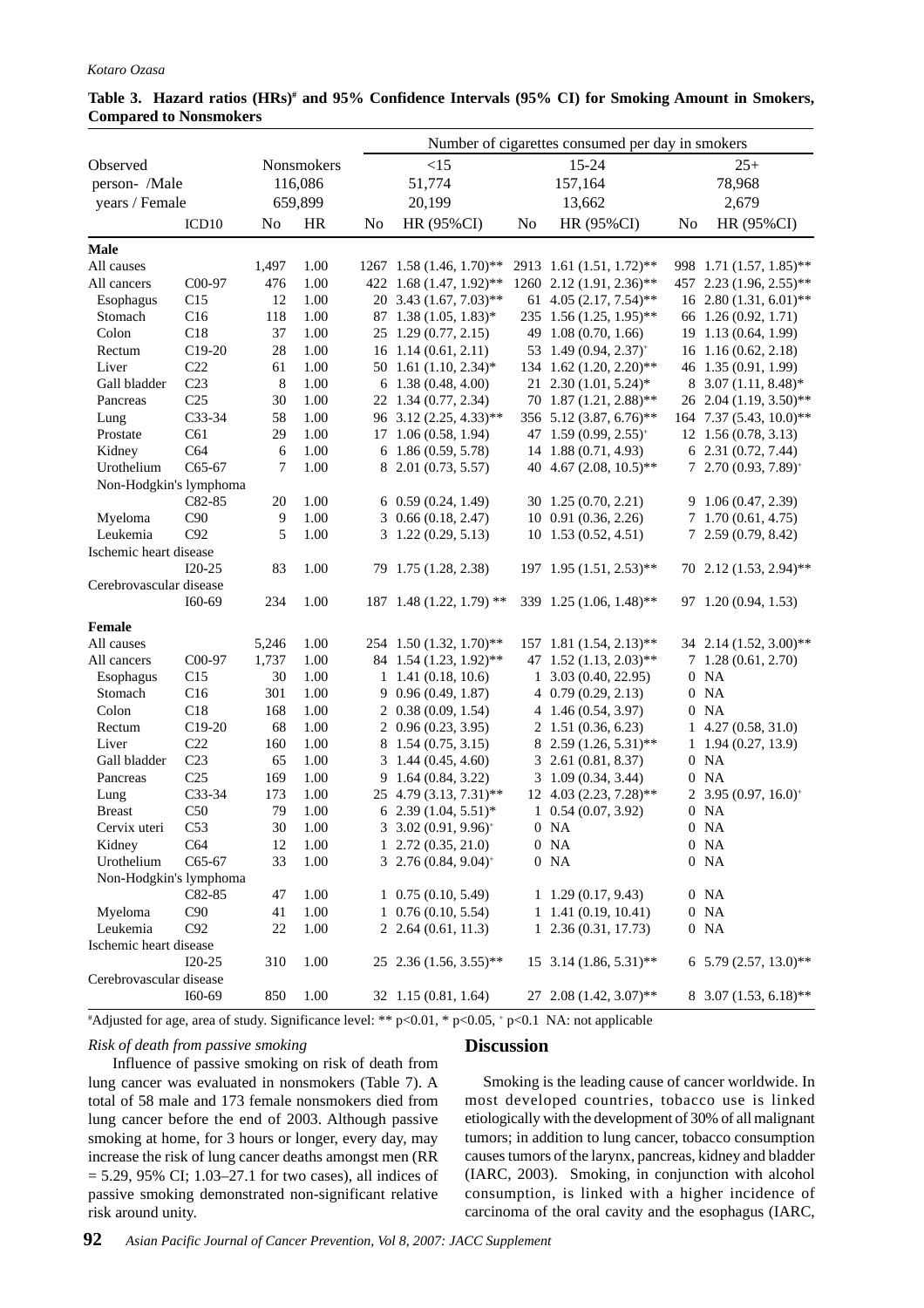**Table 3. Hazard ratios (HRs)# and 95% Confidence Intervals (95% CI) for Smoking Amount in Smokers, Compared to Nonsmokers**

| | | | | Number of cigarettes consumed per day in smokers | | | | | |
|---|---|---|---|---|---|---|---|---|---|
| Observed | | Nonsmokers | | <15 | | 15-24 | | 25+ | |
| person- /Male | | 116,086 | | 51,774 | | 157,164 | | 78,968 | |
| years / Female | | 659,899 | | 20,199 | | 13,662 | | 2,679 | |
| | ICD10 | No | HR | No | HR (95%CI) | No | HR (95%CI) | No | HR (95%CI) |
| **Male** | | | | | | | | | |
| All causes | | 1,497 | 1.00 | 1267 | 1.58 (1.46, 1.70)** | 2913 | 1.61 (1.51, 1.72)** | 998 | 1.71 (1.57, 1.85)** |
| All cancers | C00-97 | 476 | 1.00 | 422 | 1.68 (1.47, 1.92)** | 1260 | 2.12 (1.91, 2.36)** | 457 | 2.23 (1.96, 2.55)** |
| Esophagus | C15 | 12 | 1.00 | 20 | 3.43 (1.67, 7.03)** | 61 | 4.05 (2.17, 7.54)** | 16 | 2.80 (1.31, 6.01)** |
| Stomach | C16 | 118 | 1.00 | 87 | 1.38 (1.05, 1.83)* | 235 | 1.56 (1.25, 1.95)** | 66 | 1.26 (0.92, 1.71) |
| Colon | C18 | 37 | 1.00 | 25 | 1.29 (0.77, 2.15) | 49 | 1.08 (0.70, 1.66) | 19 | 1.13 (0.64, 1.99) |
| Rectum | C19-20 | 28 | 1.00 | 16 | 1.14 (0.61, 2.11) | 53 | 1.49 (0.94, 2.37)+ | 16 | 1.16 (0.62, 2.18) |
| Liver | C22 | 61 | 1.00 | 50 | 1.61 (1.10, 2.34)* | 134 | 1.62 (1.20, 2.20)** | 46 | 1.35 (0.91, 1.99) |
| Gall bladder | C23 | 8 | 1.00 | 6 | 1.38 (0.48, 4.00) | 21 | 2.30 (1.01, 5.24)* | 8 | 3.07 (1.11, 8.48)* |
| Pancreas | C25 | 30 | 1.00 | 22 | 1.34 (0.77, 2.34) | 70 | 1.87 (1.21, 2.88)** | 26 | 2.04 (1.19, 3.50)** |
| Lung | C33-34 | 58 | 1.00 | 96 | 3.12 (2.25, 4.33)** | 356 | 5.12 (3.87, 6.76)** | 164 | 7.37 (5.43, 10.0)** |
| Prostate | C61 | 29 | 1.00 | 17 | 1.06 (0.58, 1.94) | 47 | 1.59 (0.99, 2.55)+ | 12 | 1.56 (0.78, 3.13) |
| Kidney | C64 | 6 | 1.00 | 6 | 1.86 (0.59, 5.78) | 14 | 1.88 (0.71, 4.93) | 6 | 2.31 (0.72, 7.44) |
| Urothelium | C65-67 | 7 | 1.00 | 8 | 2.01 (0.73, 5.57) | 40 | 4.67 (2.08, 10.5)** | 7 | 2.70 (0.93, 7.89)+ |
| Non-Hodgkin's lymphoma | C82-85 | 20 | 1.00 | 6 | 0.59 (0.24, 1.49) | 30 | 1.25 (0.70, 2.21) | 9 | 1.06 (0.47, 2.39) |
| Myeloma | C90 | 9 | 1.00 | 3 | 0.66 (0.18, 2.47) | 10 | 0.91 (0.36, 2.26) | 7 | 1.70 (0.61, 4.75) |
| Leukemia | C92 | 5 | 1.00 | 3 | 1.22 (0.29, 5.13) | 10 | 1.53 (0.52, 4.51) | 7 | 2.59 (0.79, 8.42) |
| Ischemic heart disease | I20-25 | 83 | 1.00 | 79 | 1.75 (1.28, 2.38) | 197 | 1.95 (1.51, 2.53)** | 70 | 2.12 (1.53, 2.94)** |
| Cerebrovascular disease | I60-69 | 234 | 1.00 | 187 | 1.48 (1.22, 1.79) ** | 339 | 1.25 (1.06, 1.48)** | 97 | 1.20 (0.94, 1.53) |
| **Female** | | | | | | | | | |
| All causes | | 5,246 | 1.00 | 254 | 1.50 (1.32, 1.70)** | 157 | 1.81 (1.54, 2.13)** | 34 | 2.14 (1.52, 3.00)** |
| All cancers | C00-97 | 1,737 | 1.00 | 84 | 1.54 (1.23, 1.92)** | 47 | 1.52 (1.13, 2.03)** | 7 | 1.28 (0.61, 2.70) |
| Esophagus | C15 | 30 | 1.00 | 1 | 1.41 (0.18, 10.6) | 1 | 3.03 (0.40, 22.95) | 0 | NA |
| Stomach | C16 | 301 | 1.00 | 9 | 0.96 (0.49, 1.87) | 4 | 0.79 (0.29, 2.13) | 0 | NA |
| Colon | C18 | 168 | 1.00 | 2 | 0.38 (0.09, 1.54) | 4 | 1.46 (0.54, 3.97) | 0 | NA |
| Rectum | C19-20 | 68 | 1.00 | 2 | 0.96 (0.23, 3.95) | 2 | 1.51 (0.36, 6.23) | 1 | 4.27 (0.58, 31.0) |
| Liver | C22 | 160 | 1.00 | 8 | 1.54 (0.75, 3.15) | 8 | 2.59 (1.26, 5.31)** | 1 | 1.94 (0.27, 13.9) |
| Gall bladder | C23 | 65 | 1.00 | 3 | 1.44 (0.45, 4.60) | 3 | 2.61 (0.81, 8.37) | 0 | NA |
| Pancreas | C25 | 169 | 1.00 | 9 | 1.64 (0.84, 3.22) | 3 | 1.09 (0.34, 3.44) | 0 | NA |
| Lung | C33-34 | 173 | 1.00 | 25 | 4.79 (3.13, 7.31)** | 12 | 4.03 (2.23, 7.28)** | 2 | 3.95 (0.97, 16.0)+ |
| Breast | C50 | 79 | 1.00 | 6 | 2.39 (1.04, 5.51)* | 1 | 0.54 (0.07, 3.92) | 0 | NA |
| Cervix uteri | C53 | 30 | 1.00 | 3 | 3.02 (0.91, 9.96)+ | 0 | NA | 0 | NA |
| Kidney | C64 | 12 | 1.00 | 1 | 2.72 (0.35, 21.0) | 0 | NA | 0 | NA |
| Urothelium | C65-67 | 33 | 1.00 | 3 | 2.76 (0.84, 9.04)+ | 0 | NA | 0 | NA |
| Non-Hodgkin's lymphoma | C82-85 | 47 | 1.00 | 1 | 0.75 (0.10, 5.49) | 1 | 1.29 (0.17, 9.43) | 0 | NA |
| Myeloma | C90 | 41 | 1.00 | 1 | 0.76 (0.10, 5.54) | 1 | 1.41 (0.19, 10.41) | 0 | NA |
| Leukemia | C92 | 22 | 1.00 | 2 | 2.64 (0.61, 11.3) | 1 | 2.36 (0.31, 17.73) | 0 | NA |
| Ischemic heart disease | I20-25 | 310 | 1.00 | 25 | 2.36 (1.56, 3.55)** | 15 | 3.14 (1.86, 5.31)** | 6 | 5.79 (2.57, 13.0)** |
| Cerebrovascular disease | I60-69 | 850 | 1.00 | 32 | 1.15 (0.81, 1.64) | 27 | 2.08 (1.42, 3.07)** | 8 | 3.07 (1.53, 6.18)** |

#Adjusted for age, area of study. Significance level: ** $p<0.01$, * $p<0.05$, + $p<0.1$ NA: not applicable

*Risk of death from passive smoking*

Influence of passive smoking on risk of death from lung cancer was evaluated in nonsmokers (Table 7). A total of 58 male and 173 female nonsmokers died from lung cancer before the end of 2003. Although passive smoking at home, for 3 hours or longer, every day, may increase the risk of lung cancer deaths amongst men (RR = 5.29, 95% CI; 1.03–27.1 for two cases), all indices of passive smoking demonstrated non-significant relative risk around unity.

## Discussion

Smoking is the leading cause of cancer worldwide. In most developed countries, tobacco use is linked etiologically with the development of 30% of all malignant tumors; in addition to lung cancer, tobacco consumption causes tumors of the larynx, pancreas, kidney and bladder (IARC, 2003). Smoking, in conjunction with alcohol consumption, is linked with a higher incidence of carcinoma of the oral cavity and the esophagus (IARC,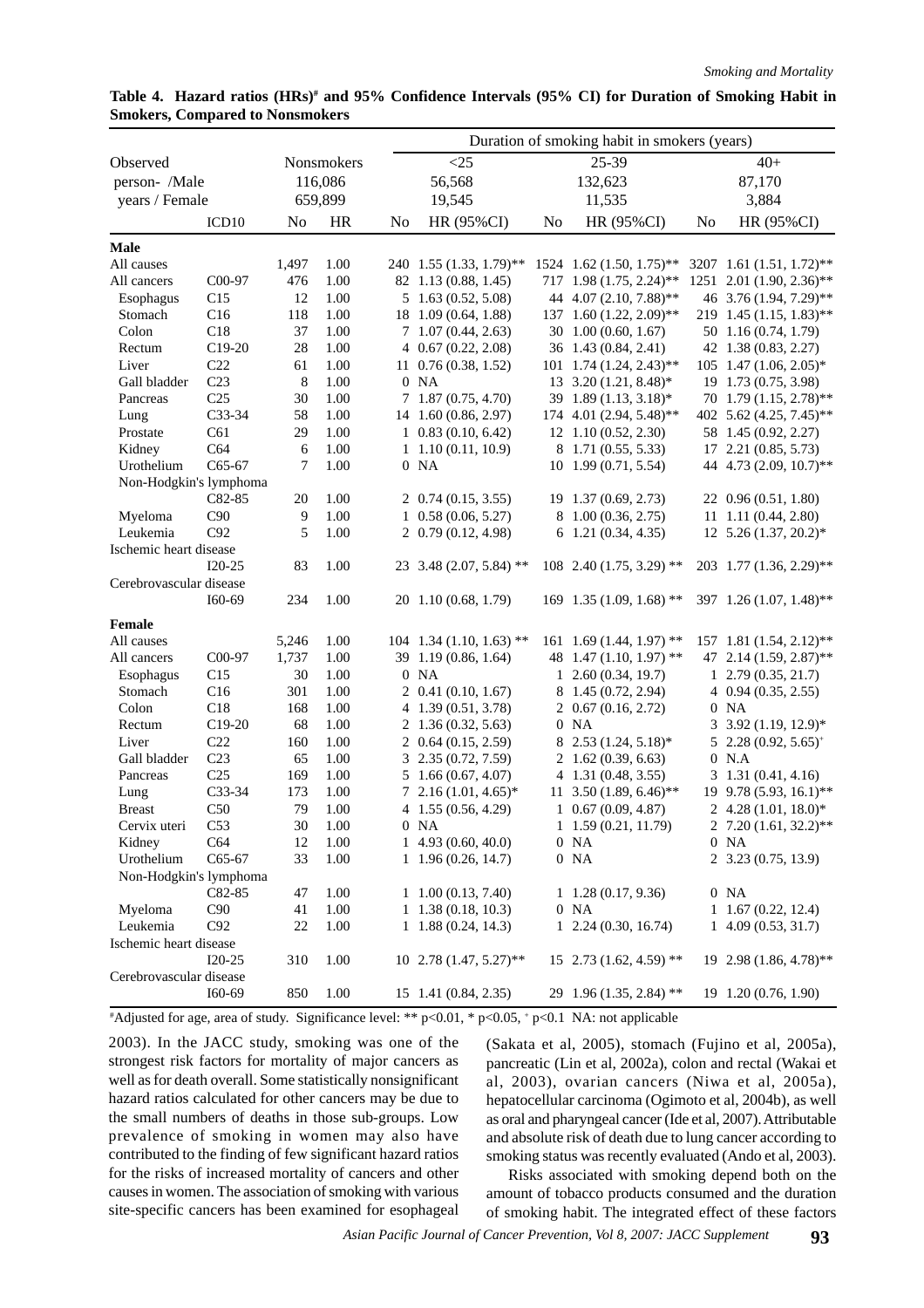**Table 4. Hazard ratios (HRs)# and 95% Confidence Intervals (95% CI) for Duration of Smoking Habit in Smokers, Compared to Nonsmokers**

| | | | | Duration of smoking habit in smokers (years) | | | | | |
|---|---|---|---|---|---|---|---|---|---|
| Observed | | Nonsmokers | | <25 | | 25-39 | | 40+ | |
| person- /Male | | 116,086 | | 56,568 | | 132,623 | | 87,170 | |
| years / Female | | 659,899 | | 19,545 | | 11,535 | | 3,884 | |
| | ICD10 | No | HR | No | HR (95%CI) | No | HR (95%CI) | No | HR (95%CI) |
| **Male** | | | | | | | | | |
| All causes | | 1,497 | 1.00 | 240 | 1.55 (1.33, 1.79)** | 1524 | 1.62 (1.50, 1.75)** | 3207 | 1.61 (1.51, 1.72)** |
| All cancers | C00-97 | 476 | 1.00 | 82 | 1.13 (0.88, 1.45) | 717 | 1.98 (1.75, 2.24)** | 1251 | 2.01 (1.90, 2.36)** |
| Esophagus | C15 | 12 | 1.00 | 5 | 1.63 (0.52, 5.08) | 44 | 4.07 (2.10, 7.88)** | 46 | 3.76 (1.94, 7.29)** |
| Stomach | C16 | 118 | 1.00 | 18 | 1.09 (0.64, 1.88) | 137 | 1.60 (1.22, 2.09)** | 219 | 1.45 (1.15, 1.83)** |
| Colon | C18 | 37 | 1.00 | 7 | 1.07 (0.44, 2.63) | 30 | 1.00 (0.60, 1.67) | 50 | 1.16 (0.74, 1.79) |
| Rectum | C19-20 | 28 | 1.00 | 4 | 0.67 (0.22, 2.08) | 36 | 1.43 (0.84, 2.41) | 42 | 1.38 (0.83, 2.27) |
| Liver | C22 | 61 | 1.00 | 11 | 0.76 (0.38, 1.52) | 101 | 1.74 (1.24, 2.43)** | 105 | 1.47 (1.06, 2.05)* |
| Gall bladder | C23 | 8 | 1.00 | 0 | NA | 13 | 3.20 (1.21, 8.48)* | 19 | 1.73 (0.75, 3.98) |
| Pancreas | C25 | 30 | 1.00 | 7 | 1.87 (0.75, 4.70) | 39 | 1.89 (1.13, 3.18)* | 70 | 1.79 (1.15, 2.78)** |
| Lung | C33-34 | 58 | 1.00 | 14 | 1.60 (0.86, 2.97) | 174 | 4.01 (2.94, 5.48)** | 402 | 5.62 (4.25, 7.45)** |
| Prostate | C61 | 29 | 1.00 | 1 | 0.83 (0.10, 6.42) | 12 | 1.10 (0.52, 2.30) | 58 | 1.45 (0.92, 2.27) |
| Kidney | C64 | 6 | 1.00 | 1 | 1.10 (0.11, 10.9) | 8 | 1.71 (0.55, 5.33) | 17 | 2.21 (0.85, 5.73) |
| Urothelium | C65-67 | 7 | 1.00 | 0 | NA | 10 | 1.99 (0.71, 5.54) | 44 | 4.73 (2.09, 10.7)** |
| Non-Hodgkin's lymphoma | C82-85 | 20 | 1.00 | 2 | 0.74 (0.15, 3.55) | 19 | 1.37 (0.69, 2.73) | 22 | 0.96 (0.51, 1.80) |
| Myeloma | C90 | 9 | 1.00 | 1 | 0.58 (0.06, 5.27) | 8 | 1.00 (0.36, 2.75) | 11 | 1.11 (0.44, 2.80) |
| Leukemia | C92 | 5 | 1.00 | 2 | 0.79 (0.12, 4.98) | 6 | 1.21 (0.34, 4.35) | 12 | 5.26 (1.37, 20.2)* |
| Ischemic heart disease | I20-25 | 83 | 1.00 | 23 | 3.48 (2.07, 5.84) ** | 108 | 2.40 (1.75, 3.29) ** | 203 | 1.77 (1.36, 2.29)** |
| Cerebrovascular disease | I60-69 | 234 | 1.00 | 20 | 1.10 (0.68, 1.79) | 169 | 1.35 (1.09, 1.68) ** | 397 | 1.26 (1.07, 1.48)** |
| **Female** | | | | | | | | | |
| All causes | | 5,246 | 1.00 | 104 | 1.34 (1.10, 1.63) ** | 161 | 1.69 (1.44, 1.97) ** | 157 | 1.81 (1.54, 2.12)** |
| All cancers | C00-97 | 1,737 | 1.00 | 39 | 1.19 (0.86, 1.64) | 48 | 1.47 (1.10, 1.97) ** | 47 | 2.14 (1.59, 2.87)** |
| Esophagus | C15 | 30 | 1.00 | 0 | NA | 1 | 2.60 (0.34, 19.7) | 1 | 2.79 (0.35, 21.7) |
| Stomach | C16 | 301 | 1.00 | 2 | 0.41 (0.10, 1.67) | 8 | 1.45 (0.72, 2.94) | 4 | 0.94 (0.35, 2.55) |
| Colon | C18 | 168 | 1.00 | 4 | 1.39 (0.51, 3.78) | 2 | 0.67 (0.16, 2.72) | 0 | NA |
| Rectum | C19-20 | 68 | 1.00 | 2 | 1.36 (0.32, 5.63) | 0 | NA | 3 | 3.92 (1.19, 12.9)* |
| Liver | C22 | 160 | 1.00 | 2 | 0.64 (0.15, 2.59) | 8 | 2.53 (1.24, 5.18)* | 5 | 2.28 (0.92, 5.65)+ |
| Gall bladder | C23 | 65 | 1.00 | 3 | 2.35 (0.72, 7.59) | 2 | 1.62 (0.39, 6.63) | 0 | N.A |
| Pancreas | C25 | 169 | 1.00 | 5 | 1.66 (0.67, 4.07) | 4 | 1.31 (0.48, 3.55) | 3 | 1.31 (0.41, 4.16) |
| Lung | C33-34 | 173 | 1.00 | 7 | 2.16 (1.01, 4.65)* | 11 | 3.50 (1.89, 6.46)** | 19 | 9.78 (5.93, 16.1)** |
| Breast | C50 | 79 | 1.00 | 4 | 1.55 (0.56, 4.29) | 1 | 0.67 (0.09, 4.87) | 2 | 4.28 (1.01, 18.0)* |
| Cervix uteri | C53 | 30 | 1.00 | 0 | NA | 1 | 1.59 (0.21, 11.79) | 2 | 7.20 (1.61, 32.2)** |
| Kidney | C64 | 12 | 1.00 | 1 | 4.93 (0.60, 40.0) | 0 | NA | 0 | NA |
| Urothelium | C65-67 | 33 | 1.00 | 1 | 1.96 (0.26, 14.7) | 0 | NA | 2 | 3.23 (0.75, 13.9) |
| Non-Hodgkin's lymphoma | C82-85 | 47 | 1.00 | 1 | 1.00 (0.13, 7.40) | 1 | 1.28 (0.17, 9.36) | 0 | NA |
| Myeloma | C90 | 41 | 1.00 | 1 | 1.38 (0.18, 10.3) | 0 | NA | 1 | 1.67 (0.22, 12.4) |
| Leukemia | C92 | 22 | 1.00 | 1 | 1.88 (0.24, 14.3) | 1 | 2.24 (0.30, 16.74) | 1 | 4.09 (0.53, 31.7) |
| Ischemic heart disease | I20-25 | 310 | 1.00 | 10 | 2.78 (1.47, 5.27)** | 15 | 2.73 (1.62, 4.59) ** | 19 | 2.98 (1.86, 4.78)** |
| Cerebrovascular disease | I60-69 | 850 | 1.00 | 15 | 1.41 (0.84, 2.35) | 29 | 1.96 (1.35, 2.84) ** | 19 | 1.20 (0.76, 1.90) |

#Adjusted for age, area of study. Significance level: ** p<0.01, * p<0.05, + p<0.1 NA: not applicable

2003). In the JACC study, smoking was one of the strongest risk factors for mortality of major cancers as well as for death overall. Some statistically nonsignificant hazard ratios calculated for other cancers may be due to the small numbers of deaths in those sub-groups. Low prevalence of smoking in women may also have contributed to the finding of few significant hazard ratios for the risks of increased mortality of cancers and other causes in women. The association of smoking with various site-specific cancers has been examined for esophageal (Sakata et al, 2005), stomach (Fujino et al, 2005a), pancreatic (Lin et al, 2002a), colon and rectal (Wakai et al, 2003), ovarian cancers (Niwa et al, 2005a), hepatocellular carcinoma (Ogimoto et al, 2004b), as well as oral and pharyngeal cancer (Ide et al, 2007). Attributable and absolute risk of death due to lung cancer according to smoking status was recently evaluated (Ando et al, 2003).

Risks associated with smoking depend both on the amount of tobacco products consumed and the duration of smoking habit. The integrated effect of these factors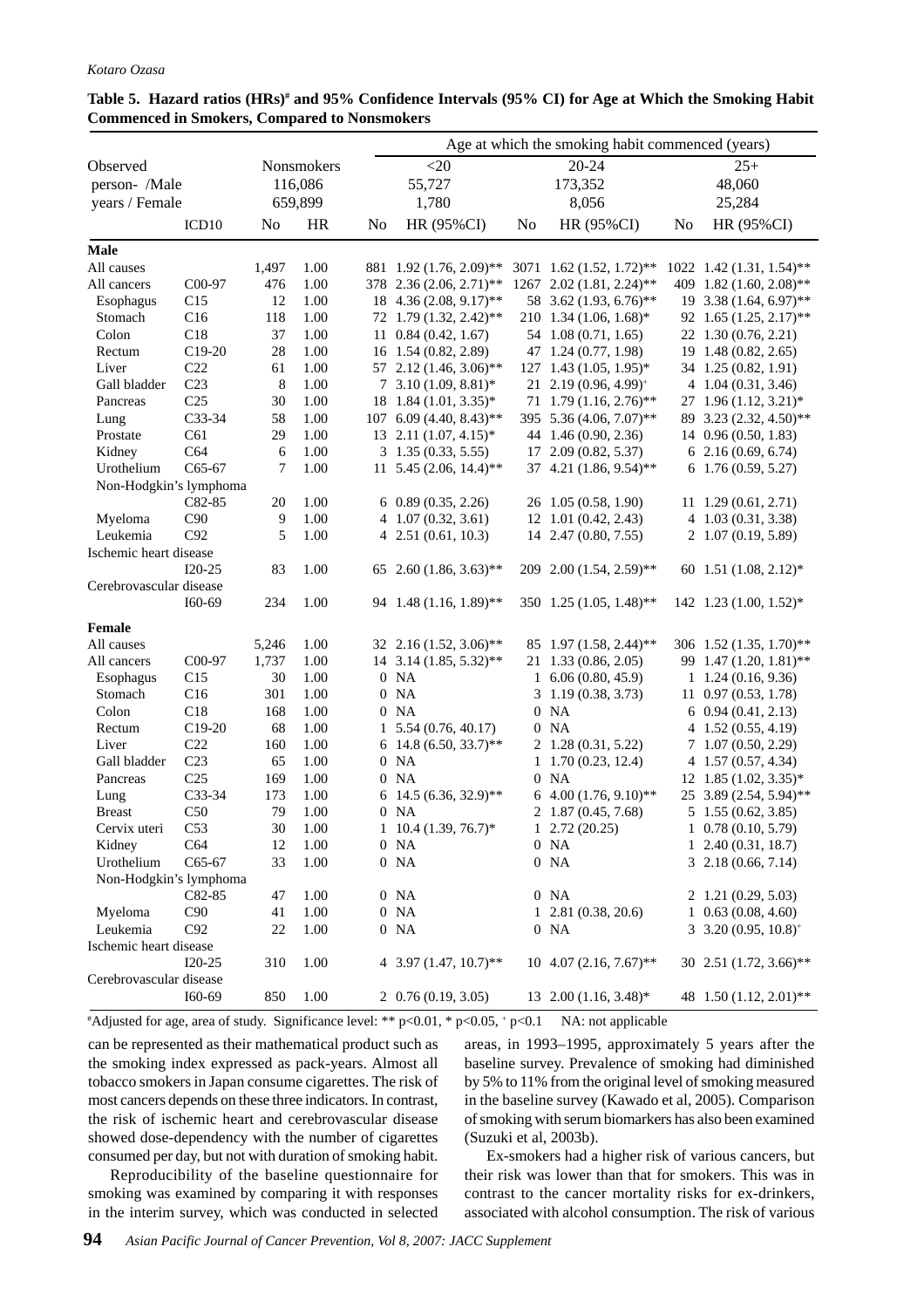**Table 5. Hazard ratios (HRs)# and 95% Confidence Intervals (95% CI) for Age at Which the Smoking Habit Commenced in Smokers, Compared to Nonsmokers**

| | | Nonsmokers | | Age at which the smoking habit commenced (years) | | | | | |
|---|---|---|---|---|---|---|---|---|---|
| | | | | <20 | | 20-24 | | 25+ | |
| Observed person- /Male | | 116,086 | | 55,727 | | 173,352 | | 48,060 | |
| years / Female | | 659,899 | | 1,780 | | 8,056 | | 25,284 | |
| | ICD10 | No | HR | No | HR (95%CI) | No | HR (95%CI) | No | HR (95%CI) |
| **Male** | | | | | | | | | |
| All causes | | 1,497 | 1.00 | 881 | 1.92 (1.76, 2.09)** | 3071 | 1.62 (1.52, 1.72)** | 1022 | 1.42 (1.31, 1.54)** |
| All cancers | C00-97 | 476 | 1.00 | 378 | 2.36 (2.06, 2.71)** | 1267 | 2.02 (1.81, 2.24)** | 409 | 1.82 (1.60, 2.08)** |
| Esophagus | C15 | 12 | 1.00 | 18 | 4.36 (2.08, 9.17)** | 58 | 3.62 (1.93, 6.76)** | 19 | 3.38 (1.64, 6.97)** |
| Stomach | C16 | 118 | 1.00 | 72 | 1.79 (1.32, 2.42)** | 210 | 1.34 (1.06, 1.68)* | 92 | 1.65 (1.25, 2.17)** |
| Colon | C18 | 37 | 1.00 | 11 | 0.84 (0.42, 1.67) | 54 | 1.08 (0.71, 1.65) | 22 | 1.30 (0.76, 2.21) |
| Rectum | C19-20 | 28 | 1.00 | 16 | 1.54 (0.82, 2.89) | 47 | 1.24 (0.77, 1.98) | 19 | 1.48 (0.82, 2.65) |
| Liver | C22 | 61 | 1.00 | 57 | 2.12 (1.46, 3.06)** | 127 | 1.43 (1.05, 1.95)* | 34 | 1.25 (0.82, 1.91) |
| Gall bladder | C23 | 8 | 1.00 | 7 | 3.10 (1.09, 8.81)* | 21 | 2.19 (0.96, 4.99)+ | 4 | 1.04 (0.31, 3.46) |
| Pancreas | C25 | 30 | 1.00 | 18 | 1.84 (1.01, 3.35)* | 71 | 1.79 (1.16, 2.76)** | 27 | 1.96 (1.12, 3.21)* |
| Lung | C33-34 | 58 | 1.00 | 107 | 6.09 (4.40, 8.43)** | 395 | 5.36 (4.06, 7.07)** | 89 | 3.23 (2.32, 4.50)** |
| Prostate | C61 | 29 | 1.00 | 13 | 2.11 (1.07, 4.15)* | 44 | 1.46 (0.90, 2.36) | 14 | 0.96 (0.50, 1.83) |
| Kidney | C64 | 6 | 1.00 | 3 | 1.35 (0.33, 5.55) | 17 | 2.09 (0.82, 5.37) | 6 | 2.16 (0.69, 6.74) |
| Urothelium | C65-67 | 7 | 1.00 | 11 | 5.45 (2.06, 14.4)** | 37 | 4.21 (1.86, 9.54)** | 6 | 1.76 (0.59, 5.27) |
| Non-Hodgkin's lymphoma | C82-85 | 20 | 1.00 | 6 | 0.89 (0.35, 2.26) | 26 | 1.05 (0.58, 1.90) | 11 | 1.29 (0.61, 2.71) |
| Myeloma | C90 | 9 | 1.00 | 4 | 1.07 (0.32, 3.61) | 12 | 1.01 (0.42, 2.43) | 4 | 1.03 (0.31, 3.38) |
| Leukemia | C92 | 5 | 1.00 | 4 | 2.51 (0.61, 10.3) | 14 | 2.47 (0.80, 7.55) | 2 | 1.07 (0.19, 5.89) |
| Ischemic heart disease | I20-25 | 83 | 1.00 | 65 | 2.60 (1.86, 3.63)** | 209 | 2.00 (1.54, 2.59)** | 60 | 1.51 (1.08, 2.12)* |
| Cerebrovascular disease | I60-69 | 234 | 1.00 | 94 | 1.48 (1.16, 1.89)** | 350 | 1.25 (1.05, 1.48)** | 142 | 1.23 (1.00, 1.52)* |
| **Female** | | | | | | | | | |
| All causes | | 5,246 | 1.00 | 32 | 2.16 (1.52, 3.06)** | 85 | 1.97 (1.58, 2.44)** | 306 | 1.52 (1.35, 1.70)** |
| All cancers | C00-97 | 1,737 | 1.00 | 14 | 3.14 (1.85, 5.32)** | 21 | 1.33 (0.86, 2.05) | 99 | 1.47 (1.20, 1.81)** |
| Esophagus | C15 | 30 | 1.00 | 0 | NA | 1 | 6.06 (0.80, 45.9) | 1 | 1.24 (0.16, 9.36) |
| Stomach | C16 | 301 | 1.00 | 0 | NA | 3 | 1.19 (0.38, 3.73) | 11 | 0.97 (0.53, 1.78) |
| Colon | C18 | 168 | 1.00 | 0 | NA | 0 | NA | 6 | 0.94 (0.41, 2.13) |
| Rectum | C19-20 | 68 | 1.00 | 1 | 5.54 (0.76, 40.17) | 0 | NA | 4 | 1.52 (0.55, 4.19) |
| Liver | C22 | 160 | 1.00 | 6 | 14.8 (6.50, 33.7)** | 2 | 1.28 (0.31, 5.22) | 7 | 1.07 (0.50, 2.29) |
| Gall bladder | C23 | 65 | 1.00 | 0 | NA | 1 | 1.70 (0.23, 12.4) | 4 | 1.57 (0.57, 4.34) |
| Pancreas | C25 | 169 | 1.00 | 0 | NA | 0 | NA | 12 | 1.85 (1.02, 3.35)* |
| Lung | C33-34 | 173 | 1.00 | 6 | 14.5 (6.36, 32.9)** | 6 | 4.00 (1.76, 9.10)** | 25 | 3.89 (2.54, 5.94)** |
| Breast | C50 | 79 | 1.00 | 0 | NA | 2 | 1.87 (0.45, 7.68) | 5 | 1.55 (0.62, 3.85) |
| Cervix uteri | C53 | 30 | 1.00 | 1 | 10.4 (1.39, 76.7)* | 1 | 2.72 (20.25) | 1 | 0.78 (0.10, 5.79) |
| Kidney | C64 | 12 | 1.00 | 0 | NA | 0 | NA | 1 | 2.40 (0.31, 18.7) |
| Urothelium | C65-67 | 33 | 1.00 | 0 | NA | 0 | NA | 3 | 2.18 (0.66, 7.14) |
| Non-Hodgkin's lymphoma | C82-85 | 47 | 1.00 | 0 | NA | 0 | NA | 2 | 1.21 (0.29, 5.03) |
| Myeloma | C90 | 41 | 1.00 | 0 | NA | 1 | 2.81 (0.38, 20.6) | 1 | 0.63 (0.08, 4.60) |
| Leukemia | C92 | 22 | 1.00 | 0 | NA | 0 | NA | 3 | 3.20 (0.95, 10.8)+ |
| Ischemic heart disease | I20-25 | 310 | 1.00 | 4 | 3.97 (1.47, 10.7)** | 10 | 4.07 (2.16, 7.67)** | 30 | 2.51 (1.72, 3.66)** |
| Cerebrovascular disease | I60-69 | 850 | 1.00 | 2 | 0.76 (0.19, 3.05) | 13 | 2.00 (1.16, 3.48)* | 48 | 1.50 (1.12, 2.01)** |

#Adjusted for age, area of study. Significance level: ** $p<0.01$, * $p<0.05$, + $p<0.1$ NA: not applicable

can be represented as their mathematical product such as the smoking index expressed as pack-years. Almost all tobacco smokers in Japan consume cigarettes. The risk of most cancers depends on these three indicators. In contrast, the risk of ischemic heart and cerebrovascular disease showed dose-dependency with the number of cigarettes consumed per day, but not with duration of smoking habit.

Reproducibility of the baseline questionnaire for smoking was examined by comparing it with responses in the interim survey, which was conducted in selected areas, in 1993–1995, approximately 5 years after the baseline survey. Prevalence of smoking had diminished by 5% to 11% from the original level of smoking measured in the baseline survey (Kawado et al, 2005). Comparison of smoking with serum biomarkers has also been examined (Suzuki et al, 2003b).

Ex-smokers had a higher risk of various cancers, but their risk was lower than that for smokers. This was in contrast to the cancer mortality risks for ex-drinkers, associated with alcohol consumption. The risk of various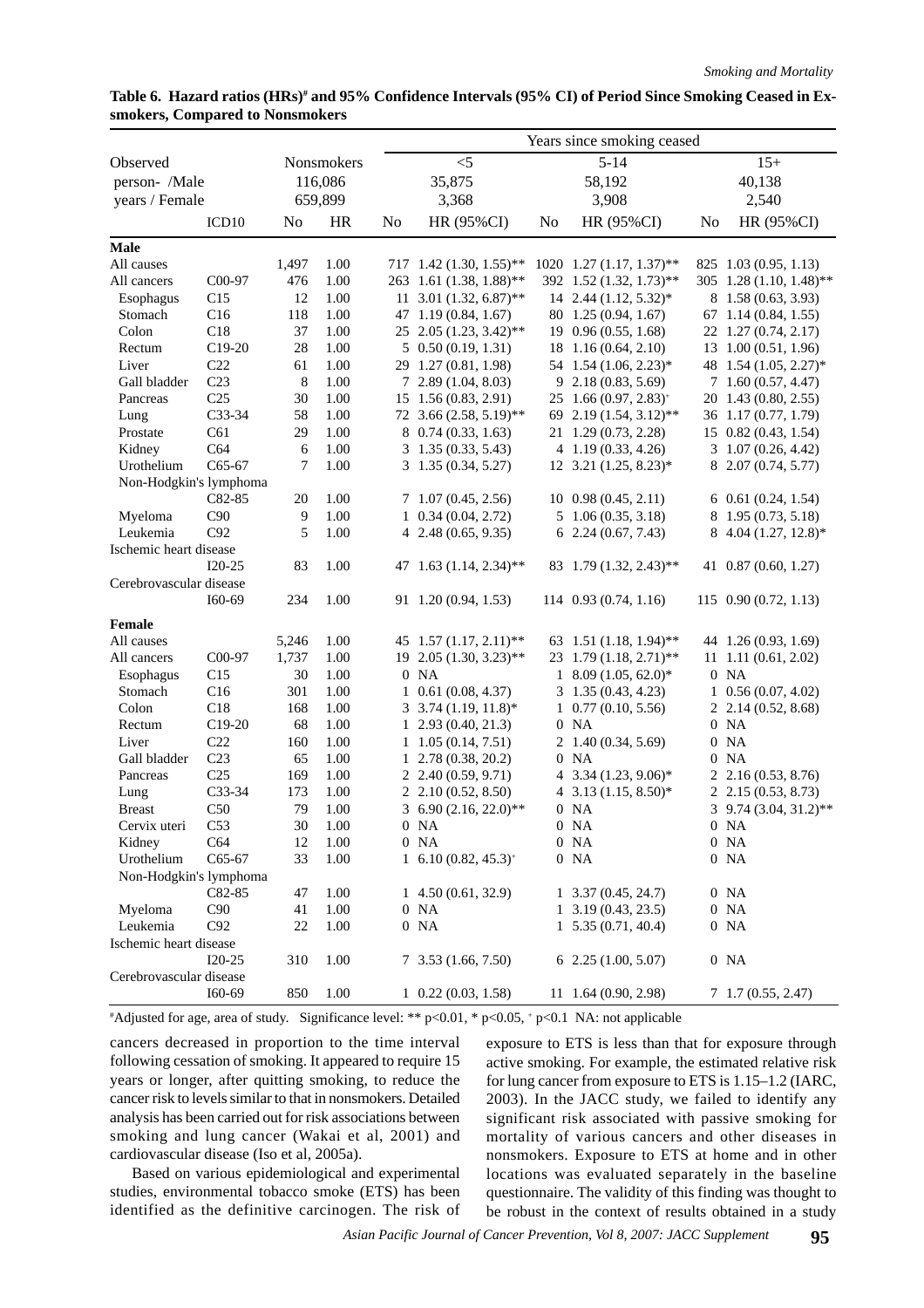**Table 6. Hazard ratios (HRs)[#] and 95% Confidence Intervals (95% CI) of Period Since Smoking Ceased in Ex-smokers, Compared to Nonsmokers**

| | | | | Years since smoking ceased | | | | | |
|---|---|---|---|---|---|---|---|---|---|
| Observed | | Nonsmokers | | <5 | | 5-14 | | 15+ | |
| person- /Male | | 116,086 | | 35,875 | | 58,192 | | 40,138 | |
| years / Female | | 659,899 | | 3,368 | | 3,908 | | 2,540 | |
| | ICD10 | No | HR | No | HR (95%CI) | No | HR (95%CI) | No | HR (95%CI) |
| **Male** | | | | | | | | | |
| All causes | | 1,497 | 1.00 | 717 | 1.42 (1.30, 1.55)** | 1020 | 1.27 (1.17, 1.37)** | 825 | 1.03 (0.95, 1.13) |
| All cancers | C00-97 | 476 | 1.00 | 263 | 1.61 (1.38, 1.88)** | 392 | 1.52 (1.32, 1.73)** | 305 | 1.28 (1.10, 1.48)** |
| Esophagus | C15 | 12 | 1.00 | 11 | 3.01 (1.32, 6.87)** | 14 | 2.44 (1.12, 5.32)* | 8 | 1.58 (0.63, 3.93) |
| Stomach | C16 | 118 | 1.00 | 47 | 1.19 (0.84, 1.67) | 80 | 1.25 (0.94, 1.67) | 67 | 1.14 (0.84, 1.55) |
| Colon | C18 | 37 | 1.00 | 25 | 2.05 (1.23, 3.42)** | 19 | 0.96 (0.55, 1.68) | 22 | 1.27 (0.74, 2.17) |
| Rectum | C19-20 | 28 | 1.00 | 5 | 0.50 (0.19, 1.31) | 18 | 1.16 (0.64, 2.10) | 13 | 1.00 (0.51, 1.96) |
| Liver | C22 | 61 | 1.00 | 29 | 1.27 (0.81, 1.98) | 54 | 1.54 (1.06, 2.23)* | 48 | 1.54 (1.05, 2.27)* |
| Gall bladder | C23 | 8 | 1.00 | 7 | 2.89 (1.04, 8.03) | 9 | 2.18 (0.83, 5.69) | 7 | 1.60 (0.57, 4.47) |
| Pancreas | C25 | 30 | 1.00 | 15 | 1.56 (0.83, 2.91) | 25 | 1.66 (0.97, 2.83)⁺ | 20 | 1.43 (0.80, 2.55) |
| Lung | C33-34 | 58 | 1.00 | 72 | 3.66 (2.58, 5.19)** | 69 | 2.19 (1.54, 3.12)** | 36 | 1.17 (0.77, 1.79) |
| Prostate | C61 | 29 | 1.00 | 8 | 0.74 (0.33, 1.63) | 21 | 1.29 (0.73, 2.28) | 15 | 0.82 (0.43, 1.54) |
| Kidney | C64 | 6 | 1.00 | 3 | 1.35 (0.33, 5.43) | 4 | 1.19 (0.33, 4.26) | 3 | 1.07 (0.26, 4.42) |
| Urothelium | C65-67 | 7 | 1.00 | 3 | 1.35 (0.34, 5.27) | 12 | 3.21 (1.25, 8.23)* | 8 | 2.07 (0.74, 5.77) |
| Non-Hodgkin's lymphoma | C82-85 | 20 | 1.00 | 7 | 1.07 (0.45, 2.56) | 10 | 0.98 (0.45, 2.11) | 6 | 0.61 (0.24, 1.54) |
| Myeloma | C90 | 9 | 1.00 | 1 | 0.34 (0.04, 2.72) | 5 | 1.06 (0.35, 3.18) | 8 | 1.95 (0.73, 5.18) |
| Leukemia | C92 | 5 | 1.00 | 4 | 2.48 (0.65, 9.35) | 6 | 2.24 (0.67, 7.43) | 8 | 4.04 (1.27, 12.8)* |
| Ischemic heart disease | I20-25 | 83 | 1.00 | 47 | 1.63 (1.14, 2.34)** | 83 | 1.79 (1.32, 2.43)** | 41 | 0.87 (0.60, 1.27) |
| Cerebrovascular disease | I60-69 | 234 | 1.00 | 91 | 1.20 (0.94, 1.53) | 114 | 0.93 (0.74, 1.16) | 115 | 0.90 (0.72, 1.13) |
| **Female** | | | | | | | | | |
| All causes | | 5,246 | 1.00 | 45 | 1.57 (1.17, 2.11)** | 63 | 1.51 (1.18, 1.94)** | 44 | 1.26 (0.93, 1.69) |
| All cancers | C00-97 | 1,737 | 1.00 | 19 | 2.05 (1.30, 3.23)** | 23 | 1.79 (1.18, 2.71)** | 11 | 1.11 (0.61, 2.02) |
| Esophagus | C15 | 30 | 1.00 | 0 | NA | 1 | 8.09 (1.05, 62.0)* | 0 | NA |
| Stomach | C16 | 301 | 1.00 | 1 | 0.61 (0.08, 4.37) | 3 | 1.35 (0.43, 4.23) | 1 | 0.56 (0.07, 4.02) |
| Colon | C18 | 168 | 1.00 | 3 | 3.74 (1.19, 11.8)* | 1 | 0.77 (0.10, 5.56) | 2 | 2.14 (0.52, 8.68) |
| Rectum | C19-20 | 68 | 1.00 | 1 | 2.93 (0.40, 21.3) | 0 | NA | 0 | NA |
| Liver | C22 | 160 | 1.00 | 1 | 1.05 (0.14, 7.51) | 2 | 1.40 (0.34, 5.69) | 0 | NA |
| Gall bladder | C23 | 65 | 1.00 | 1 | 2.78 (0.38, 20.2) | 0 | NA | 0 | NA |
| Pancreas | C25 | 169 | 1.00 | 2 | 2.40 (0.59, 9.71) | 4 | 3.34 (1.23, 9.06)* | 2 | 2.16 (0.53, 8.76) |
| Lung | C33-34 | 173 | 1.00 | 2 | 2.10 (0.52, 8.50) | 4 | 3.13 (1.15, 8.50)* | 2 | 2.15 (0.53, 8.73) |
| Breast | C50 | 79 | 1.00 | 3 | 6.90 (2.16, 22.0)** | 0 | NA | 3 | 9.74 (3.04, 31.2)** |
| Cervix uteri | C53 | 30 | 1.00 | 0 | NA | 0 | NA | 0 | NA |
| Kidney | C64 | 12 | 1.00 | 0 | NA | 0 | NA | 0 | NA |
| Urothelium | C65-67 | 33 | 1.00 | 1 | 6.10 (0.82, 45.3)⁺ | 0 | NA | 0 | NA |
| Non-Hodgkin's lymphoma | C82-85 | 47 | 1.00 | 1 | 4.50 (0.61, 32.9) | 1 | 3.37 (0.45, 24.7) | 0 | NA |
| Myeloma | C90 | 41 | 1.00 | 0 | NA | 1 | 3.19 (0.43, 23.5) | 0 | NA |
| Leukemia | C92 | 22 | 1.00 | 0 | NA | 1 | 5.35 (0.71, 40.4) | 0 | NA |
| Ischemic heart disease | I20-25 | 310 | 1.00 | 7 | 3.53 (1.66, 7.50) | 6 | 2.25 (1.00, 5.07) | 0 | NA |
| Cerebrovascular disease | I60-69 | 850 | 1.00 | 1 | 0.22 (0.03, 1.58) | 11 | 1.64 (0.90, 2.98) | 7 | 1.7 (0.55, 2.47) |

[#]Adjusted for age, area of study. Significance level: ** $p<0.01$, * $p<0.05$, ⁺ $p<0.1$ NA: not applicable

cancers decreased in proportion to the time interval following cessation of smoking. It appeared to require 15 years or longer, after quitting smoking, to reduce the cancer risk to levels similar to that in nonsmokers. Detailed analysis has been carried out for risk associations between smoking and lung cancer (Wakai et al, 2001) and cardiovascular disease (Iso et al, 2005a).

Based on various epidemiological and experimental studies, environmental tobacco smoke (ETS) has been identified as the definitive carcinogen. The risk of exposure to ETS is less than that for exposure through active smoking. For example, the estimated relative risk for lung cancer from exposure to ETS is 1.15–1.2 (IARC, 2003). In the JACC study, we failed to identify any significant risk associated with passive smoking for mortality of various cancers and other diseases in nonsmokers. Exposure to ETS at home and in other locations was evaluated separately in the baseline questionnaire. The validity of this finding was thought to be robust in the context of results obtained in a study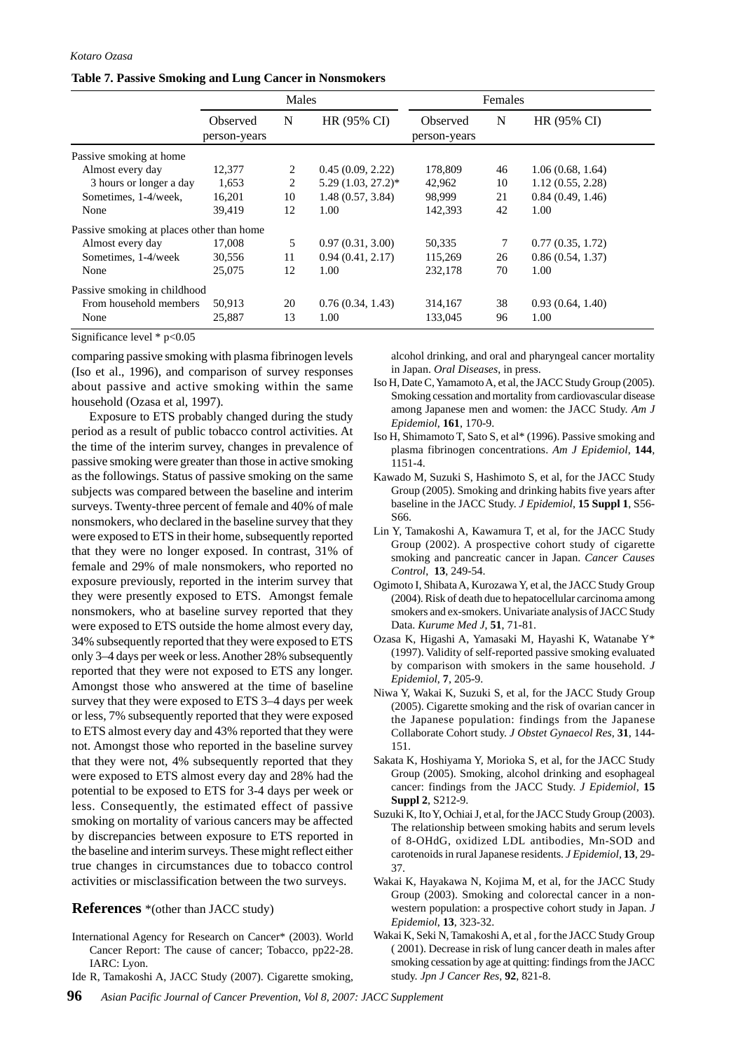**Table 7. Passive Smoking and Lung Cancer in Nonsmokers**

| | Males | | | Females | | |
|---|---|---|---|---|---|---|
| | Observed person-years | N | HR (95% CI) | Observed person-years | N | HR (95% CI) |
| Passive smoking at home | | | | | | |
| Almost every day | 12,377 | 2 | 0.45 (0.09, 2.22) | 178,809 | 46 | 1.06 (0.68, 1.64) |
| 3 hours or longer a day | 1,653 | 2 | 5.29 (1.03, 27.2)* | 42,962 | 10 | 1.12 (0.55, 2.28) |
| Sometimes, 1-4/week, | 16,201 | 10 | 1.48 (0.57, 3.84) | 98,999 | 21 | 0.84 (0.49, 1.46) |
| None | 39,419 | 12 | 1.00 | 142,393 | 42 | 1.00 |
| Passive smoking at places other than home | | | | | | |
| Almost every day | 17,008 | 5 | 0.97 (0.31, 3.00) | 50,335 | 7 | 0.77 (0.35, 1.72) |
| Sometimes, 1-4/week | 30,556 | 11 | 0.94 (0.41, 2.17) | 115,269 | 26 | 0.86 (0.54, 1.37) |
| None | 25,075 | 12 | 1.00 | 232,178 | 70 | 1.00 |
| Passive smoking in childhood | | | | | | |
| From household members | 50,913 | 20 | 0.76 (0.34, 1.43) | 314,167 | 38 | 0.93 (0.64, 1.40) |
| None | 25,887 | 13 | 1.00 | 133,045 | 96 | 1.00 |

Significance level * $p<0.05$

comparing passive smoking with plasma fibrinogen levels (Iso et al., 1996), and comparison of survey responses about passive and active smoking within the same household (Ozasa et al, 1997).

Exposure to ETS probably changed during the study period as a result of public tobacco control activities. At the time of the interim survey, changes in prevalence of passive smoking were greater than those in active smoking as the followings. Status of passive smoking on the same subjects was compared between the baseline and interim surveys. Twenty-three percent of female and 40% of male nonsmokers, who declared in the baseline survey that they were exposed to ETS in their home, subsequently reported that they were no longer exposed. In contrast, 31% of female and 29% of male nonsmokers, who reported no exposure previously, reported in the interim survey that they were presently exposed to ETS. Amongst female nonsmokers, who at baseline survey reported that they were exposed to ETS outside the home almost every day, 34% subsequently reported that they were exposed to ETS only 3–4 days per week or less. Another 28% subsequently reported that they were not exposed to ETS any longer. Amongst those who answered at the time of baseline survey that they were exposed to ETS 3–4 days per week or less, 7% subsequently reported that they were exposed to ETS almost every day and 43% reported that they were not. Amongst those who reported in the baseline survey that they were not, 4% subsequently reported that they were exposed to ETS almost every day and 28% had the potential to be exposed to ETS for 3-4 days per week or less. Consequently, the estimated effect of passive smoking on mortality of various cancers may be affected by discrepancies between exposure to ETS reported in the baseline and interim surveys. These might reflect either true changes in circumstances due to tobacco control activities or misclassification between the two surveys.

## References *(other than JACC study)

International Agency for Research on Cancer* (2003). World Cancer Report: The cause of cancer; Tobacco, pp22-28. IARC: Lyon.

Ide R, Tamakoshi A, JACC Study (2007). Cigarette smoking, alcohol drinking, and oral and pharyngeal cancer mortality in Japan. *Oral Diseases*, in press.

Iso H, Date C, Yamamoto A, et al, the JACC Study Group (2005). Smoking cessation and mortality from cardiovascular disease among Japanese men and women: the JACC Study. *Am J Epidemiol*, **161**, 170-9.

Iso H, Shimamoto T, Sato S, et al* (1996). Passive smoking and plasma fibrinogen concentrations. *Am J Epidemiol*, **144**, 1151-4.

Kawado M, Suzuki S, Hashimoto S, et al, for the JACC Study Group (2005). Smoking and drinking habits five years after baseline in the JACC Study. *J Epidemiol*, **15 Suppl 1**, S56-S66.

Lin Y, Tamakoshi A, Kawamura T, et al, for the JACC Study Group (2002). A prospective cohort study of cigarette smoking and pancreatic cancer in Japan. *Cancer Causes Control*, **13**, 249-54.

Ogimoto I, Shibata A, Kurozawa Y, et al, the JACC Study Group (2004). Risk of death due to hepatocellular carcinoma among smokers and ex-smokers. Univariate analysis of JACC Study Data. *Kurume Med J*, **51**, 71-81.

Ozasa K, Higashi A, Yamasaki M, Hayashi K, Watanabe Y* (1997). Validity of self-reported passive smoking evaluated by comparison with smokers in the same household. *J Epidemiol*, **7**, 205-9.

Niwa Y, Wakai K, Suzuki S, et al, for the JACC Study Group (2005). Cigarette smoking and the risk of ovarian cancer in the Japanese population: findings from the Japanese Collaborate Cohort study. *J Obstet Gynaecol Res*, **31**, 144-151.

Sakata K, Hoshiyama Y, Morioka S, et al, for the JACC Study Group (2005). Smoking, alcohol drinking and esophageal cancer: findings from the JACC Study. *J Epidemiol*, **15 Suppl 2**, S212-9.

Suzuki K, Ito Y, Ochiai J, et al, for the JACC Study Group (2003). The relationship between smoking habits and serum levels of 8-OHdG, oxidized LDL antibodies, Mn-SOD and carotenoids in rural Japanese residents. *J Epidemiol*, **13**, 29-37.

Wakai K, Hayakawa N, Kojima M, et al, for the JACC Study Group (2003). Smoking and colorectal cancer in a non-western population: a prospective cohort study in Japan. *J Epidemiol*, **13**, 323-32.

Wakai K, Seki N, Tamakoshi A, et al , for the JACC Study Group ( 2001). Decrease in risk of lung cancer death in males after smoking cessation by age at quitting: findings from the JACC study. *Jpn J Cancer Res*, **92**, 821-8.